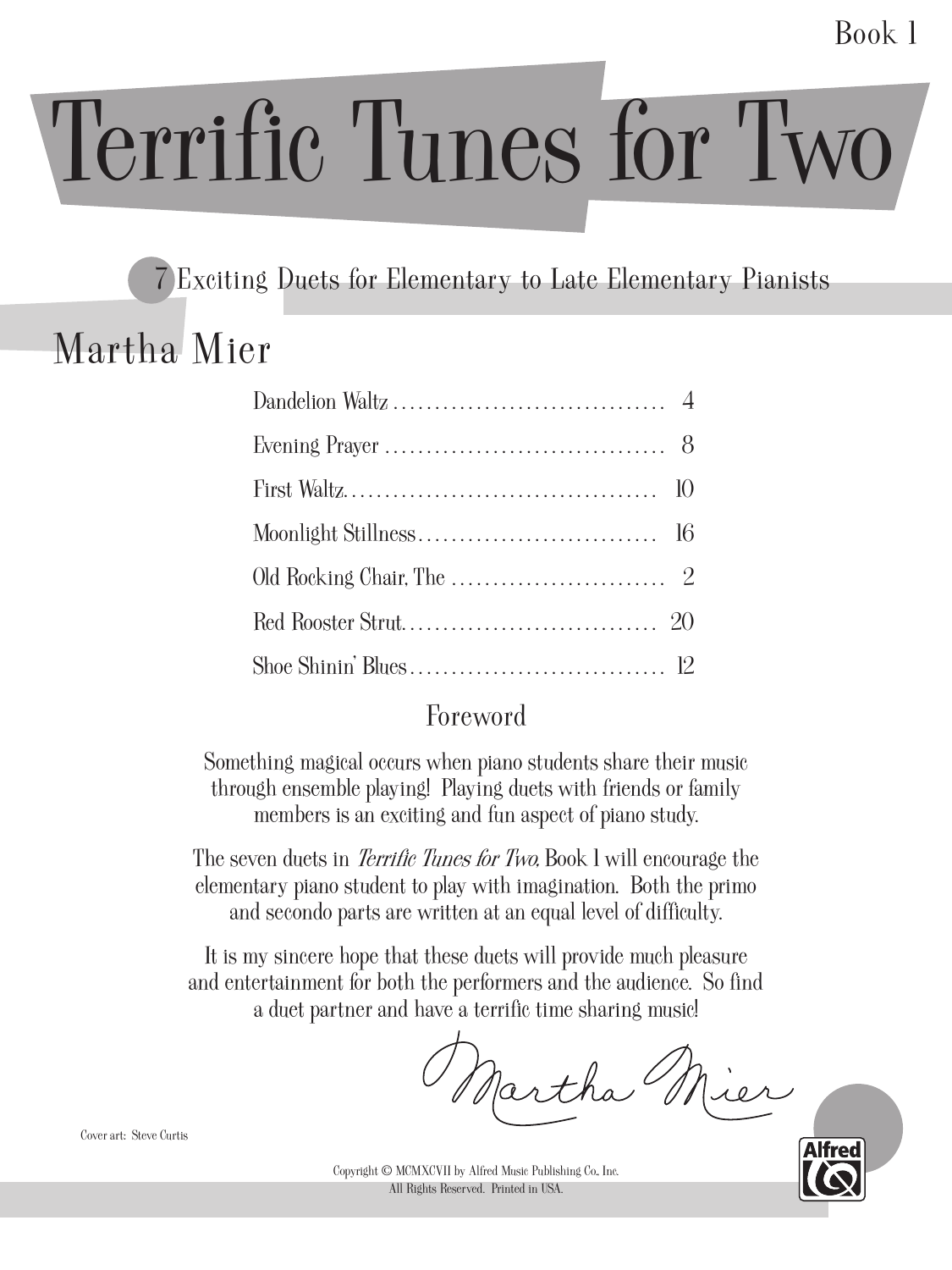Book 1

# Terrific Tunes for Two

7 Exciting Duets for Elementary to Late Elementary Pianists

## Martha Mier

| | |
|---|---|
| Dandelion Waltz | 4 |
| Evening Prayer | 8 |
| First Waltz | 10 |
| Moonlight Stillness | 16 |
| Old Rocking Chair, The | 2 |
| Red Rooster Strut | 20 |
| Shoe Shinin' Blues | 12 |

### Foreword

Something magical occurs when piano students share their music through ensemble playing! Playing duets with friends or family members is an exciting and fun aspect of piano study.

The seven duets in *Terrific Tunes for Two*, Book 1 will encourage the elementary piano student to play with imagination. Both the primo and secondo parts are written at an equal level of difficulty.

It is my sincere hope that these duets will provide much pleasure and entertainment for both the performers and the audience. So find a duet partner and have a terrific time sharing music!

Martha Mier

Cover art: Steve Curtis

Copyright © MCMXCVII by Alfred Music Publishing Co., Inc.
All Rights Reserved. Printed in USA.

Alfred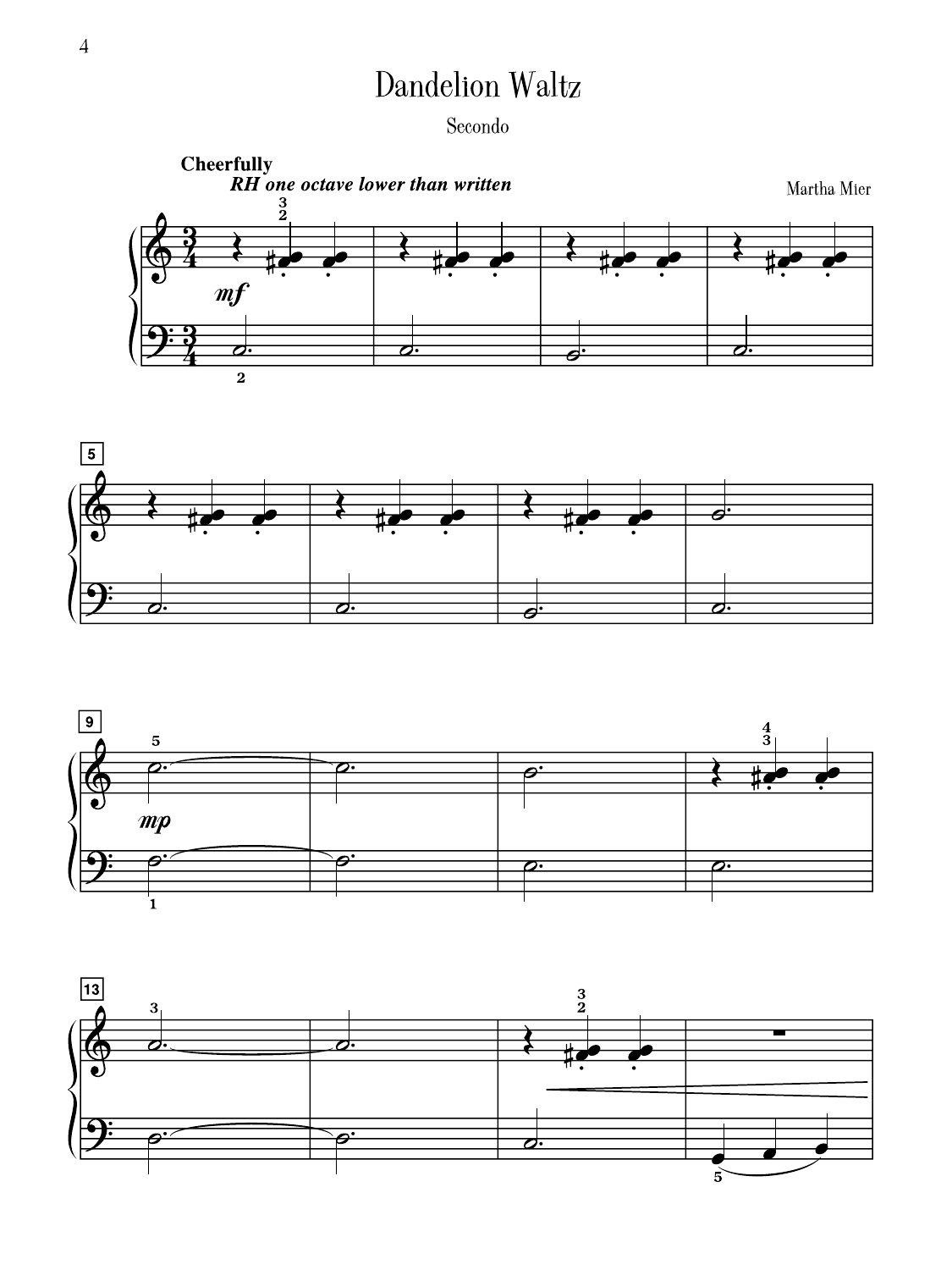# Dandelion Waltz

Secondo

Martha Mier

**Cheerfully**

***RH one octave lower than written***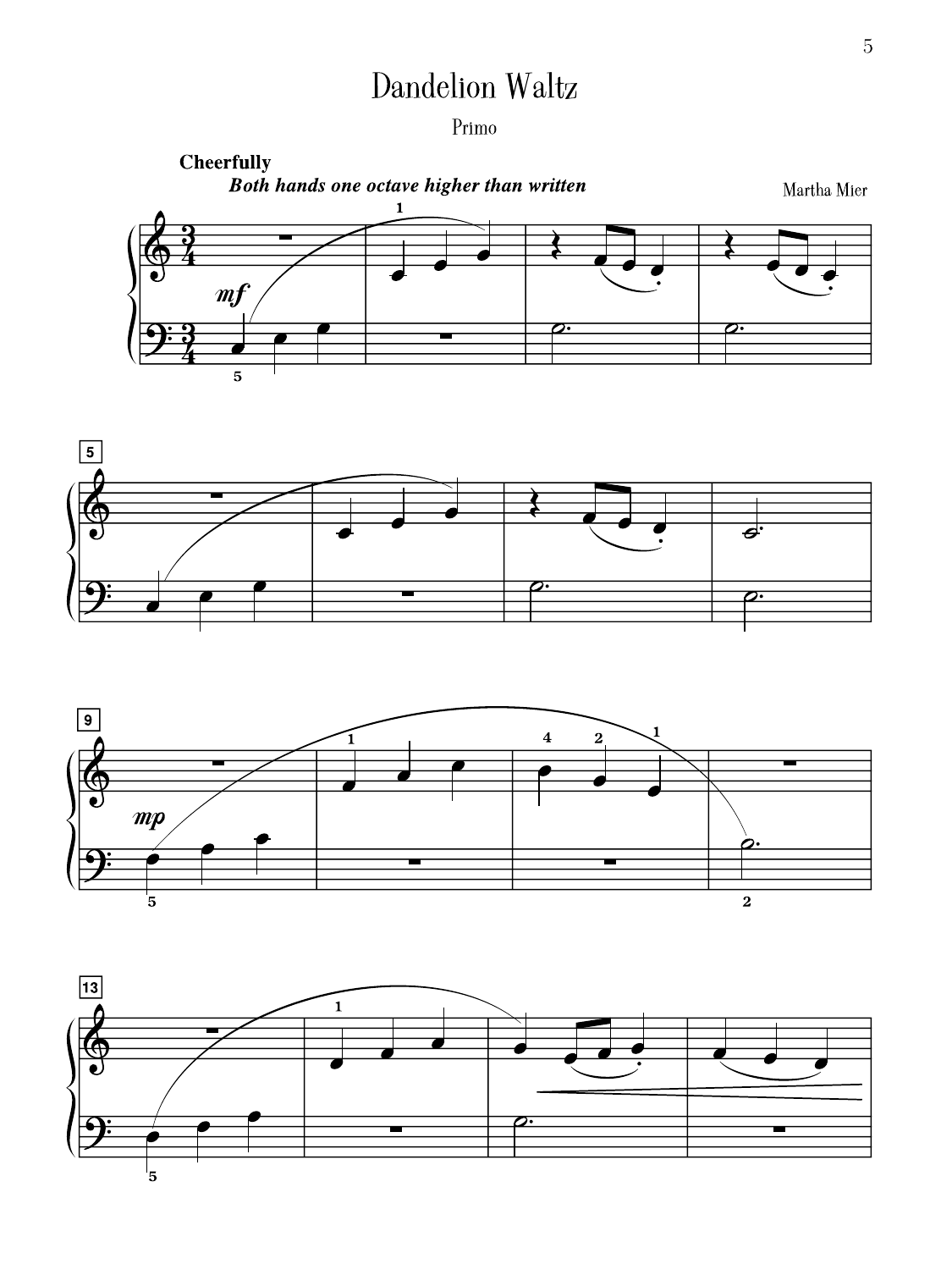# Dandelion Waltz

Primo

**Cheerfully**

***Both hands one octave higher than written***

Martha Mier